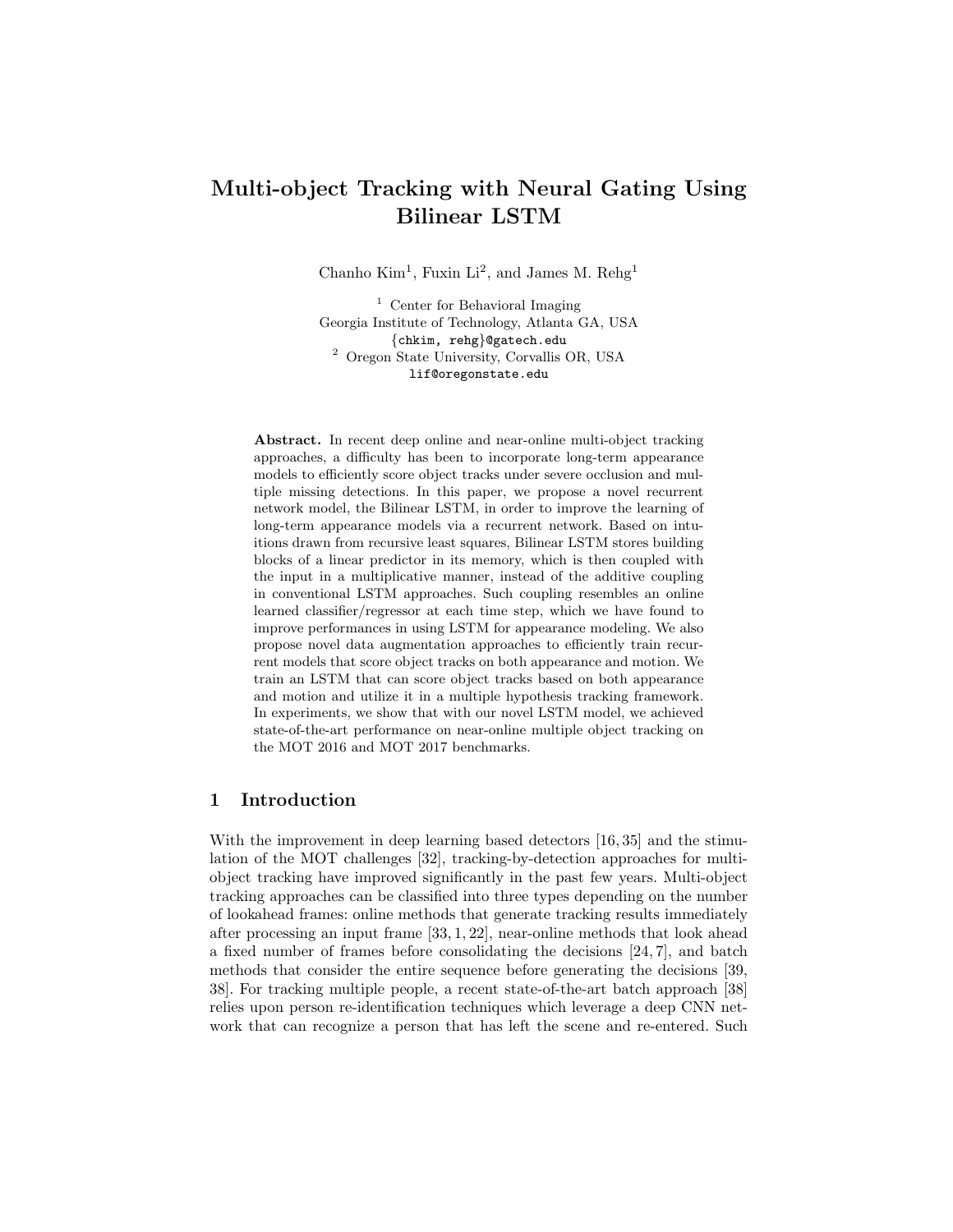# Multi-object Tracking with Neural Gating Using Bilinear LSTM

Chanho Kim[1], Fuxin Li[2], and James M. Rehg[1]

[1] Center for Behavioral Imaging
Georgia Institute of Technology, Atlanta GA, USA
{chkim, rehg}@gatech.edu

[2] Oregon State University, Corvallis OR, USA
lif@oregonstate.edu

**Abstract.** In recent deep online and near-online multi-object tracking approaches, a difficulty has been to incorporate long-term appearance models to efficiently score object tracks under severe occlusion and multiple missing detections. In this paper, we propose a novel recurrent network model, the Bilinear LSTM, in order to improve the learning of long-term appearance models via a recurrent network. Based on intuitions drawn from recursive least squares, Bilinear LSTM stores building blocks of a linear predictor in its memory, which is then coupled with the input in a multiplicative manner, instead of the additive coupling in conventional LSTM approaches. Such coupling resembles an online learned classifier/regressor at each time step, which we have found to improve performances in using LSTM for appearance modeling. We also propose novel data augmentation approaches to efficiently train recurrent models that score object tracks on both appearance and motion. We train an LSTM that can score object tracks based on both appearance and motion and utilize it in a multiple hypothesis tracking framework. In experiments, we show that with our novel LSTM model, we achieved state-of-the-art performance on near-online multiple object tracking on the MOT 2016 and MOT 2017 benchmarks.

## 1 Introduction

With the improvement in deep learning based detectors [16, 35] and the stimulation of the MOT challenges [32], tracking-by-detection approaches for multi-object tracking have improved significantly in the past few years. Multi-object tracking approaches can be classified into three types depending on the number of lookahead frames: online methods that generate tracking results immediately after processing an input frame [33, 1, 22], near-online methods that look ahead a fixed number of frames before consolidating the decisions [24, 7], and batch methods that consider the entire sequence before generating the decisions [39, 38]. For tracking multiple people, a recent state-of-the-art batch approach [38] relies upon person re-identification techniques which leverage a deep CNN network that can recognize a person that has left the scene and re-entered. Such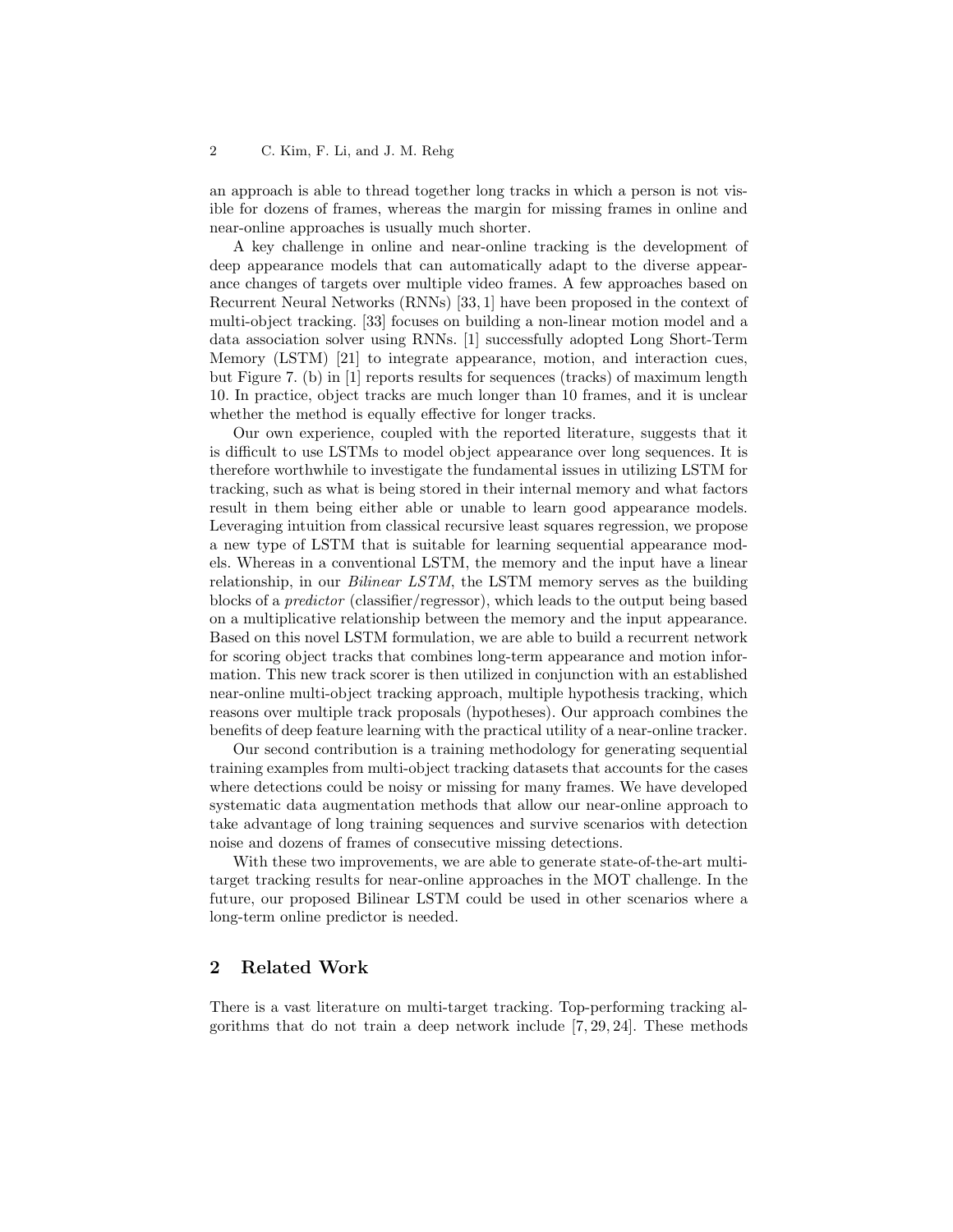an approach is able to thread together long tracks in which a person is not visible for dozens of frames, whereas the margin for missing frames in online and near-online approaches is usually much shorter.

A key challenge in online and near-online tracking is the development of deep appearance models that can automatically adapt to the diverse appearance changes of targets over multiple video frames. A few approaches based on Recurrent Neural Networks (RNNs) [33, 1] have been proposed in the context of multi-object tracking. [33] focuses on building a non-linear motion model and a data association solver using RNNs. [1] successfully adopted Long Short-Term Memory (LSTM) [21] to integrate appearance, motion, and interaction cues, but Figure 7. (b) in [1] reports results for sequences (tracks) of maximum length 10. In practice, object tracks are much longer than 10 frames, and it is unclear whether the method is equally effective for longer tracks.

Our own experience, coupled with the reported literature, suggests that it is difficult to use LSTMs to model object appearance over long sequences. It is therefore worthwhile to investigate the fundamental issues in utilizing LSTM for tracking, such as what is being stored in their internal memory and what factors result in them being either able or unable to learn good appearance models. Leveraging intuition from classical recursive least squares regression, we propose a new type of LSTM that is suitable for learning sequential appearance models. Whereas in a conventional LSTM, the memory and the input have a linear relationship, in our *Bilinear LSTM*, the LSTM memory serves as the building blocks of a *predictor* (classifier/regressor), which leads to the output being based on a multiplicative relationship between the memory and the input appearance. Based on this novel LSTM formulation, we are able to build a recurrent network for scoring object tracks that combines long-term appearance and motion information. This new track scorer is then utilized in conjunction with an established near-online multi-object tracking approach, multiple hypothesis tracking, which reasons over multiple track proposals (hypotheses). Our approach combines the benefits of deep feature learning with the practical utility of a near-online tracker.

Our second contribution is a training methodology for generating sequential training examples from multi-object tracking datasets that accounts for the cases where detections could be noisy or missing for many frames. We have developed systematic data augmentation methods that allow our near-online approach to take advantage of long training sequences and survive scenarios with detection noise and dozens of frames of consecutive missing detections.

With these two improvements, we are able to generate state-of-the-art multi-target tracking results for near-online approaches in the MOT challenge. In the future, our proposed Bilinear LSTM could be used in other scenarios where a long-term online predictor is needed.

## 2 Related Work

There is a vast literature on multi-target tracking. Top-performing tracking algorithms that do not train a deep network include [7, 29, 24]. These methods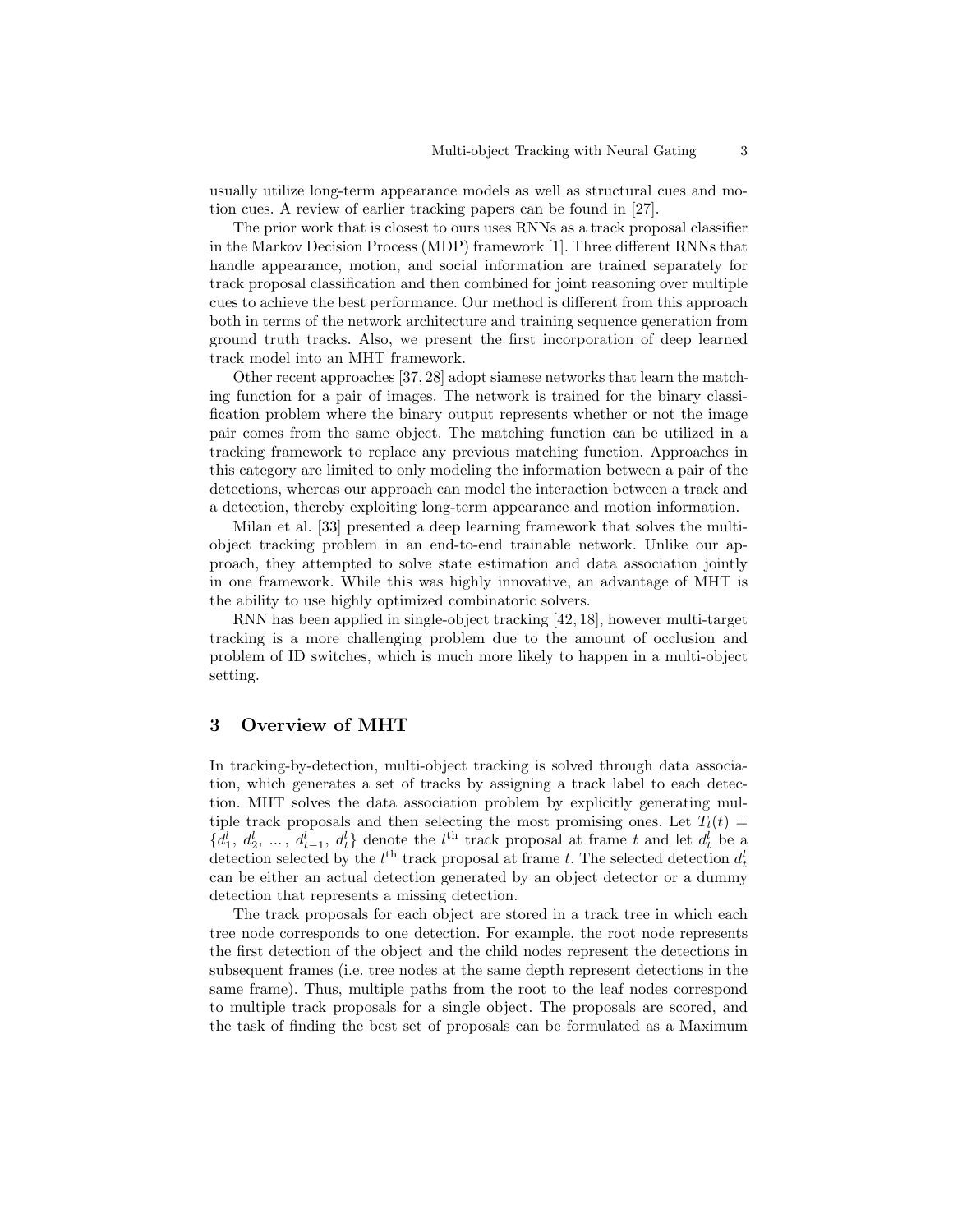usually utilize long-term appearance models as well as structural cues and motion cues. A review of earlier tracking papers can be found in [27].

The prior work that is closest to ours uses RNNs as a track proposal classifier in the Markov Decision Process (MDP) framework [1]. Three different RNNs that handle appearance, motion, and social information are trained separately for track proposal classification and then combined for joint reasoning over multiple cues to achieve the best performance. Our method is different from this approach both in terms of the network architecture and training sequence generation from ground truth tracks. Also, we present the first incorporation of deep learned track model into an MHT framework.

Other recent approaches [37, 28] adopt siamese networks that learn the matching function for a pair of images. The network is trained for the binary classification problem where the binary output represents whether or not the image pair comes from the same object. The matching function can be utilized in a tracking framework to replace any previous matching function. Approaches in this category are limited to only modeling the information between a pair of the detections, whereas our approach can model the interaction between a track and a detection, thereby exploiting long-term appearance and motion information.

Milan et al. [33] presented a deep learning framework that solves the multi-object tracking problem in an end-to-end trainable network. Unlike our approach, they attempted to solve state estimation and data association jointly in one framework. While this was highly innovative, an advantage of MHT is the ability to use highly optimized combinatoric solvers.

RNN has been applied in single-object tracking [42, 18], however multi-target tracking is a more challenging problem due to the amount of occlusion and problem of ID switches, which is much more likely to happen in a multi-object setting.

## 3 Overview of MHT

In tracking-by-detection, multi-object tracking is solved through data association, which generates a set of tracks by assigning a track label to each detection. MHT solves the data association problem by explicitly generating multiple track proposals and then selecting the most promising ones. Let $T_l(t) = \{d_1^l,\ d_2^l,\ \ldots,\ d_{t-1}^l,\ d_t^l\}$ denote the $l^{\text{th}}$ track proposal at frame $t$ and let $d_t^l$ be a detection selected by the $l^{\text{th}}$ track proposal at frame $t$. The selected detection $d_t^l$ can be either an actual detection generated by an object detector or a dummy detection that represents a missing detection.

The track proposals for each object are stored in a track tree in which each tree node corresponds to one detection. For example, the root node represents the first detection of the object and the child nodes represent the detections in subsequent frames (i.e. tree nodes at the same depth represent detections in the same frame). Thus, multiple paths from the root to the leaf nodes correspond to multiple track proposals for a single object. The proposals are scored, and the task of finding the best set of proposals can be formulated as a Maximum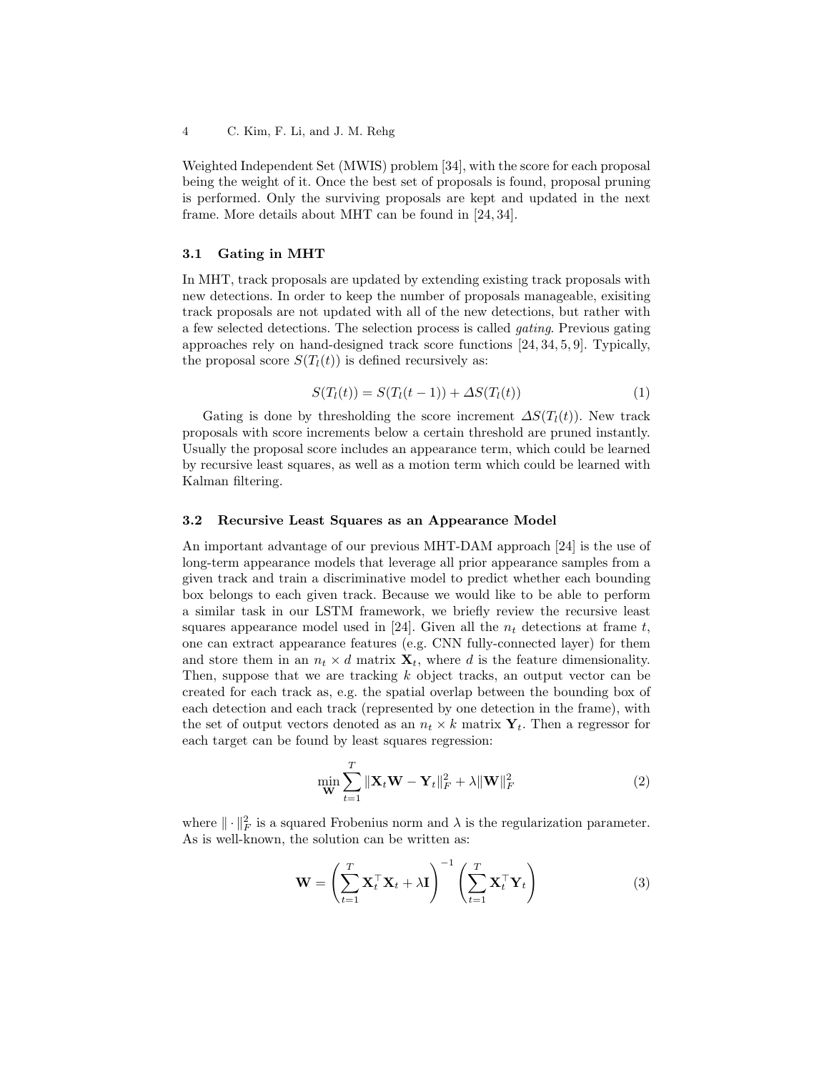Weighted Independent Set (MWIS) problem [34], with the score for each proposal being the weight of it. Once the best set of proposals is found, proposal pruning is performed. Only the surviving proposals are kept and updated in the next frame. More details about MHT can be found in [24, 34].

### 3.1 Gating in MHT

In MHT, track proposals are updated by extending existing track proposals with new detections. In order to keep the number of proposals manageable, exisiting track proposals are not updated with all of the new detections, but rather with a few selected detections. The selection process is called *gating*. Previous gating approaches rely on hand-designed track score functions [24, 34, 5, 9]. Typically, the proposal score $S(T_l(t))$ is defined recursively as:

$$S(T_l(t)) = S(T_l(t-1)) + \Delta S(T_l(t)) \tag{1}$$

Gating is done by thresholding the score increment $\Delta S(T_l(t))$. New track proposals with score increments below a certain threshold are pruned instantly. Usually the proposal score includes an appearance term, which could be learned by recursive least squares, as well as a motion term which could be learned with Kalman filtering.

### 3.2 Recursive Least Squares as an Appearance Model

An important advantage of our previous MHT-DAM approach [24] is the use of long-term appearance models that leverage all prior appearance samples from a given track and train a discriminative model to predict whether each bounding box belongs to each given track. Because we would like to be able to perform a similar task in our LSTM framework, we briefly review the recursive least squares appearance model used in [24]. Given all the $n_t$ detections at frame $t$, one can extract appearance features (e.g. CNN fully-connected layer) for them and store them in an $n_t \times d$ matrix $\mathbf{X}_t$, where $d$ is the feature dimensionality. Then, suppose that we are tracking $k$ object tracks, an output vector can be created for each track as, e.g. the spatial overlap between the bounding box of each detection and each track (represented by one detection in the frame), with the set of output vectors denoted as an $n_t \times k$ matrix $\mathbf{Y}_t$. Then a regressor for each target can be found by least squares regression:

$$\min_{\mathbf{W}} \sum_{t=1}^{T} \|\mathbf{X}_t \mathbf{W} - \mathbf{Y}_t\|_F^2 + \lambda \|\mathbf{W}\|_F^2 \tag{2}$$

where $\|\cdot\|_F^2$ is a squared Frobenius norm and $\lambda$ is the regularization parameter. As is well-known, the solution can be written as:

$$\mathbf{W} = \left( \sum_{t=1}^{T} \mathbf{X}_t^\top \mathbf{X}_t + \lambda \mathbf{I} \right)^{-1} \left( \sum_{t=1}^{T} \mathbf{X}_t^\top \mathbf{Y}_t \right) \tag{3}$$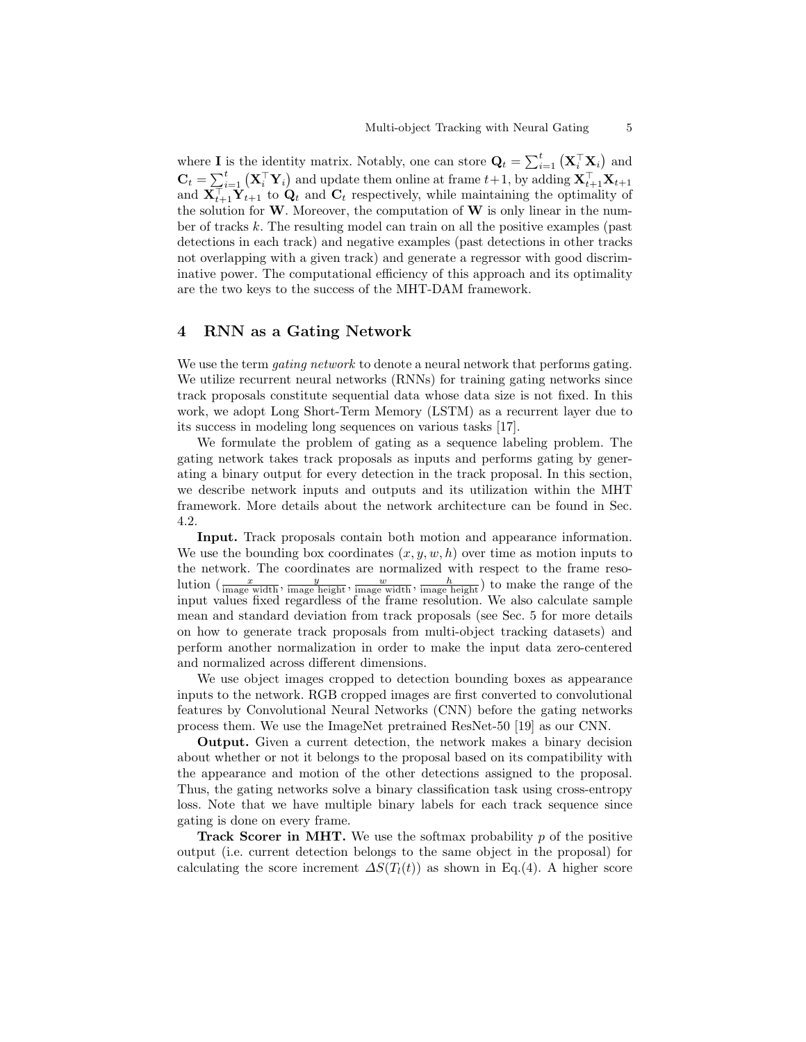where $\mathbf{I}$ is the identity matrix. Notably, one can store $\mathbf{Q}_t = \sum_{i=1}^{t} \left(\mathbf{X}_i^\top \mathbf{X}_i\right)$ and $\mathbf{C}_t = \sum_{i=1}^{t} \left(\mathbf{X}_i^\top \mathbf{Y}_i\right)$ and update them online at frame $t+1$, by adding $\mathbf{X}_{t+1}^\top \mathbf{X}_{t+1}$ and $\mathbf{X}_{t+1}^\top \mathbf{Y}_{t+1}$ to $\mathbf{Q}_t$ and $\mathbf{C}_t$ respectively, while maintaining the optimality of the solution for $\mathbf{W}$. Moreover, the computation of $\mathbf{W}$ is only linear in the number of tracks $k$. The resulting model can train on all the positive examples (past detections in each track) and negative examples (past detections in other tracks not overlapping with a given track) and generate a regressor with good discriminative power. The computational efficiency of this approach and its optimality are the two keys to the success of the MHT-DAM framework.

# 4 RNN as a Gating Network

We use the term *gating network* to denote a neural network that performs gating. We utilize recurrent neural networks (RNNs) for training gating networks since track proposals constitute sequential data whose data size is not fixed. In this work, we adopt Long Short-Term Memory (LSTM) as a recurrent layer due to its success in modeling long sequences on various tasks [17].

We formulate the problem of gating as a sequence labeling problem. The gating network takes track proposals as inputs and performs gating by generating a binary output for every detection in the track proposal. In this section, we describe network inputs and outputs and its utilization within the MHT framework. More details about the network architecture can be found in Sec. 4.2.

**Input.** Track proposals contain both motion and appearance information. We use the bounding box coordinates $(x, y, w, h)$ over time as motion inputs to the network. The coordinates are normalized with respect to the frame resolution $\left(\frac{x}{\text{image width}}, \frac{y}{\text{image height}}, \frac{w}{\text{image width}}, \frac{h}{\text{image height}}\right)$ to make the range of the input values fixed regardless of the frame resolution. We also calculate sample mean and standard deviation from track proposals (see Sec. 5 for more details on how to generate track proposals from multi-object tracking datasets) and perform another normalization in order to make the input data zero-centered and normalized across different dimensions.

We use object images cropped to detection bounding boxes as appearance inputs to the network. RGB cropped images are first converted to convolutional features by Convolutional Neural Networks (CNN) before the gating networks process them. We use the ImageNet pretrained ResNet-50 [19] as our CNN.

**Output.** Given a current detection, the network makes a binary decision about whether or not it belongs to the proposal based on its compatibility with the appearance and motion of the other detections assigned to the proposal. Thus, the gating networks solve a binary classification task using cross-entropy loss. Note that we have multiple binary labels for each track sequence since gating is done on every frame.

**Track Scorer in MHT.** We use the softmax probability $p$ of the positive output (i.e. current detection belongs to the same object in the proposal) for calculating the score increment $\Delta S(T_l(t))$ as shown in Eq.(4). A higher score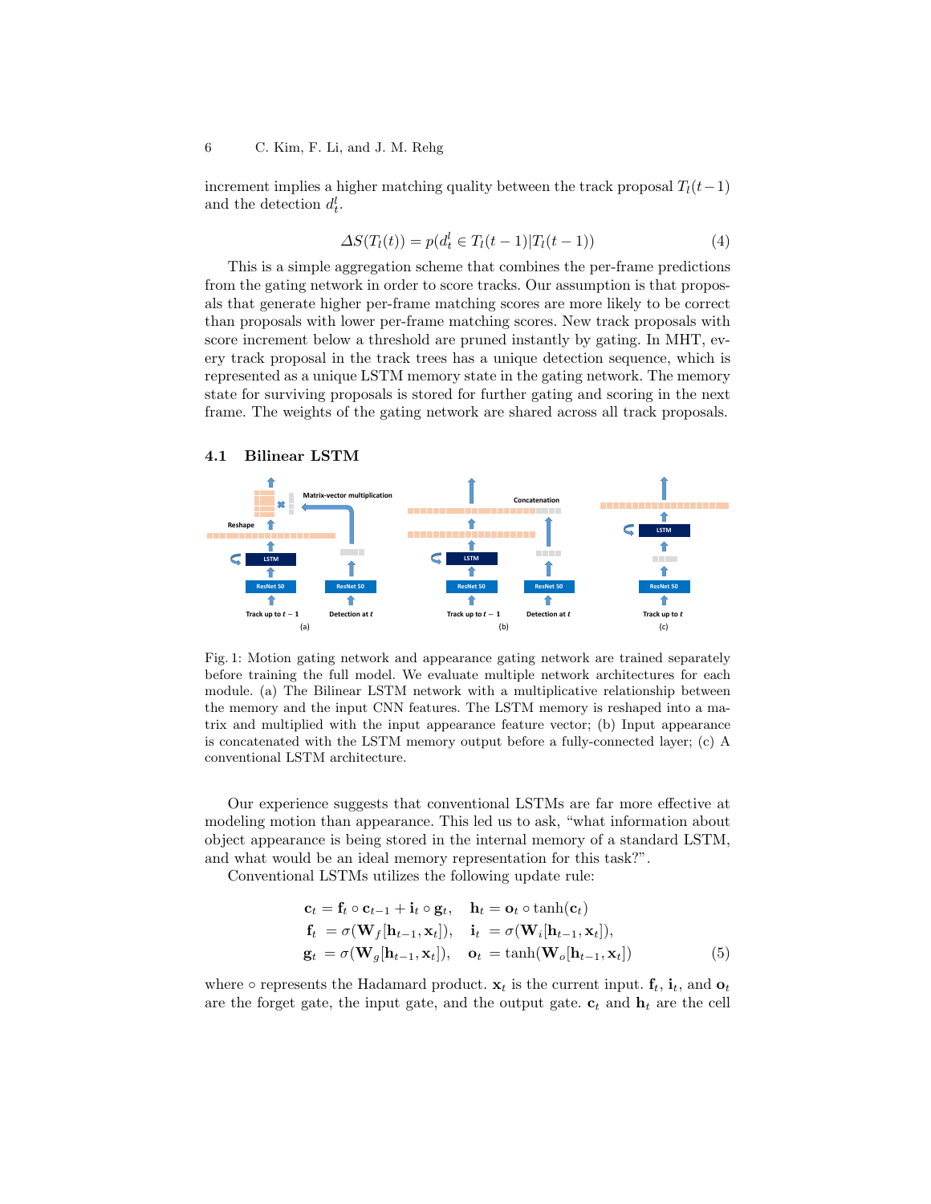increment implies a higher matching quality between the track proposal $T_l(t-1)$ and the detection $d_t^l$.

$$\Delta S(T_l(t)) = p(d_t^l \in T_l(t-1)|T_l(t-1)) \tag{4}$$

This is a simple aggregation scheme that combines the per-frame predictions from the gating network in order to score tracks. Our assumption is that proposals that generate higher per-frame matching scores are more likely to be correct than proposals with lower per-frame matching scores. New track proposals with score increment below a threshold are pruned instantly by gating. In MHT, every track proposal in the track trees has a unique detection sequence, which is represented as a unique LSTM memory state in the gating network. The memory state for surviving proposals is stored for further gating and scoring in the next frame. The weights of the gating network are shared across all track proposals.

### 4.1 Bilinear LSTM

Fig. 1: Motion gating network and appearance gating network are trained separately before training the full model. We evaluate multiple network architectures for each module. (a) The Bilinear LSTM network with a multiplicative relationship between the memory and the input CNN features. The LSTM memory is reshaped into a matrix and multiplied with the input appearance feature vector; (b) Input appearance is concatenated with the LSTM memory output before a fully-connected layer; (c) A conventional LSTM architecture.

Our experience suggests that conventional LSTMs are far more effective at modeling motion than appearance. This led us to ask, "what information about object appearance is being stored in the internal memory of a standard LSTM, and what would be an ideal memory representation for this task?".

Conventional LSTMs utilizes the following update rule:

$$\begin{aligned}
\mathbf{c}_t &= \mathbf{f}_t \circ \mathbf{c}_{t-1} + \mathbf{i}_t \circ \mathbf{g}_t, \quad &\mathbf{h}_t &= \mathbf{o}_t \circ \tanh(\mathbf{c}_t) \\
\mathbf{f}_t &= \sigma(\mathbf{W}_f[\mathbf{h}_{t-1}, \mathbf{x}_t]), \quad &\mathbf{i}_t &= \sigma(\mathbf{W}_i[\mathbf{h}_{t-1}, \mathbf{x}_t]), \\
\mathbf{g}_t &= \sigma(\mathbf{W}_g[\mathbf{h}_{t-1}, \mathbf{x}_t]), \quad &\mathbf{o}_t &= \tanh(\mathbf{W}_o[\mathbf{h}_{t-1}, \mathbf{x}_t])
\end{aligned} \tag{5}$$

where $\circ$ represents the Hadamard product. $\mathbf{x}_t$ is the current input. $\mathbf{f}_t$, $\mathbf{i}_t$, and $\mathbf{o}_t$ are the forget gate, the input gate, and the output gate. $\mathbf{c}_t$ and $\mathbf{h}_t$ are the cell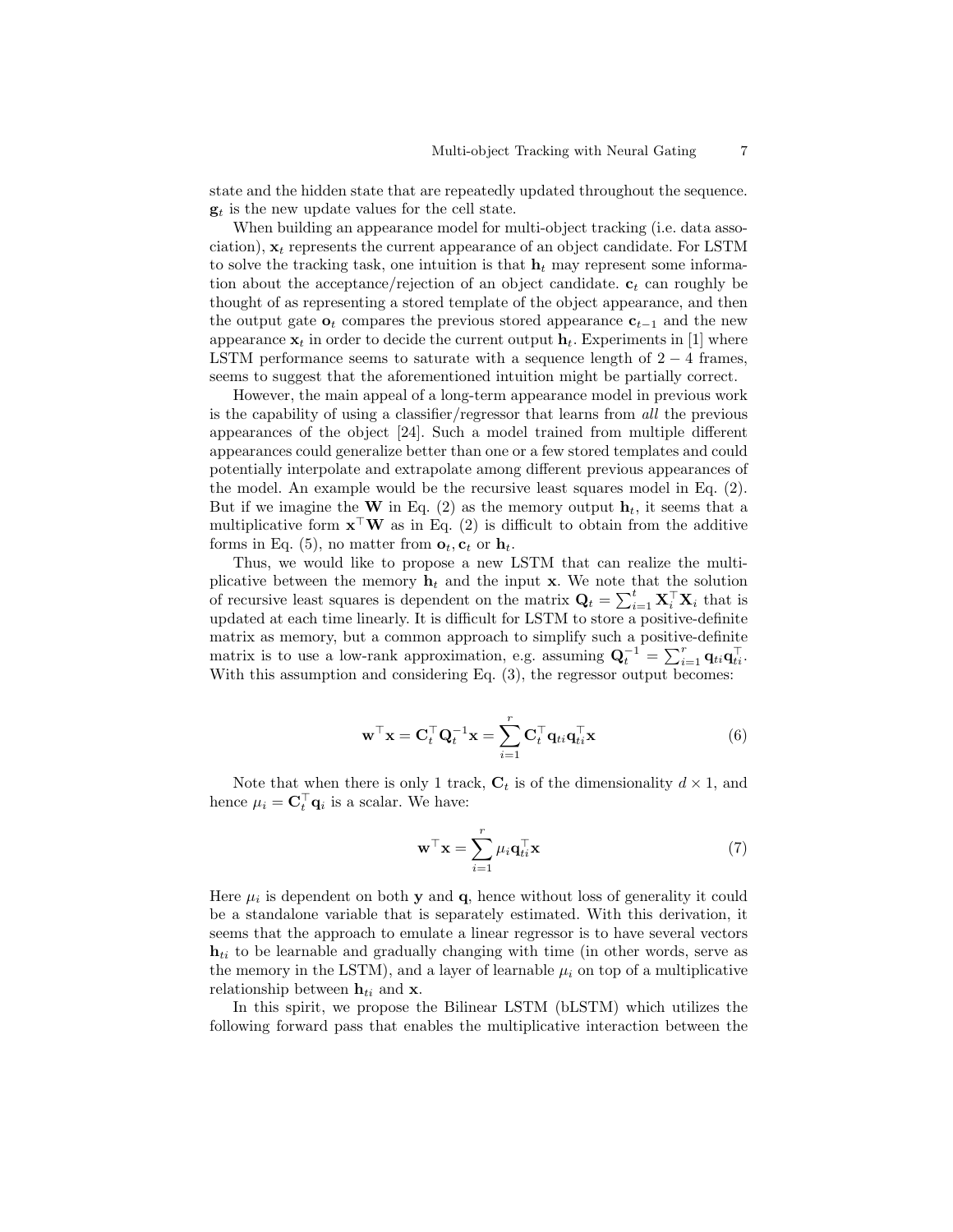state and the hidden state that are repeatedly updated throughout the sequence. $\mathbf{g}_t$ is the new update values for the cell state.

When building an appearance model for multi-object tracking (i.e. data association), $\mathbf{x}_t$ represents the current appearance of an object candidate. For LSTM to solve the tracking task, one intuition is that $\mathbf{h}_t$ may represent some information about the acceptance/rejection of an object candidate. $\mathbf{c}_t$ can roughly be thought of as representing a stored template of the object appearance, and then the output gate $\mathbf{o}_t$ compares the previous stored appearance $\mathbf{c}_{t-1}$ and the new appearance $\mathbf{x}_t$ in order to decide the current output $\mathbf{h}_t$. Experiments in [1] where LSTM performance seems to saturate with a sequence length of $2-4$ frames, seems to suggest that the aforementioned intuition might be partially correct.

However, the main appeal of a long-term appearance model in previous work is the capability of using a classifier/regressor that learns from *all* the previous appearances of the object [24]. Such a model trained from multiple different appearances could generalize better than one or a few stored templates and could potentially interpolate and extrapolate among different previous appearances of the model. An example would be the recursive least squares model in Eq. (2). But if we imagine the $\mathbf{W}$ in Eq. (2) as the memory output $\mathbf{h}_t$, it seems that a multiplicative form $\mathbf{x}^\top \mathbf{W}$ as in Eq. (2) is difficult to obtain from the additive forms in Eq. (5), no matter from $\mathbf{o}_t, \mathbf{c}_t$ or $\mathbf{h}_t$.

Thus, we would like to propose a new LSTM that can realize the multiplicative between the memory $\mathbf{h}_t$ and the input $\mathbf{x}$. We note that the solution of recursive least squares is dependent on the matrix $\mathbf{Q}_t = \sum_{i=1}^t \mathbf{X}_i^\top \mathbf{X}_i$ that is updated at each time linearly. It is difficult for LSTM to store a positive-definite matrix as memory, but a common approach to simplify such a positive-definite matrix is to use a low-rank approximation, e.g. assuming $\mathbf{Q}_t^{-1} = \sum_{i=1}^r \mathbf{q}_{ti}\mathbf{q}_{ti}^\top$. With this assumption and considering Eq. (3), the regressor output becomes:

$$\mathbf{w}^\top \mathbf{x} = \mathbf{C}_t^\top \mathbf{Q}_t^{-1} \mathbf{x} = \sum_{i=1}^r \mathbf{C}_t^\top \mathbf{q}_{ti} \mathbf{q}_{ti}^\top \mathbf{x} \tag{6}$$

Note that when there is only 1 track, $\mathbf{C}_t$ is of the dimensionality $d \times 1$, and hence $\mu_i = \mathbf{C}_t^\top \mathbf{q}_i$ is a scalar. We have:

$$\mathbf{w}^\top \mathbf{x} = \sum_{i=1}^r \mu_i \mathbf{q}_{ti}^\top \mathbf{x} \tag{7}$$

Here $\mu_i$ is dependent on both $\mathbf{y}$ and $\mathbf{q}$, hence without loss of generality it could be a standalone variable that is separately estimated. With this derivation, it seems that the approach to emulate a linear regressor is to have several vectors $\mathbf{h}_{ti}$ to be learnable and gradually changing with time (in other words, serve as the memory in the LSTM), and a layer of learnable $\mu_i$ on top of a multiplicative relationship between $\mathbf{h}_{ti}$ and $\mathbf{x}$.

In this spirit, we propose the Bilinear LSTM (bLSTM) which utilizes the following forward pass that enables the multiplicative interaction between the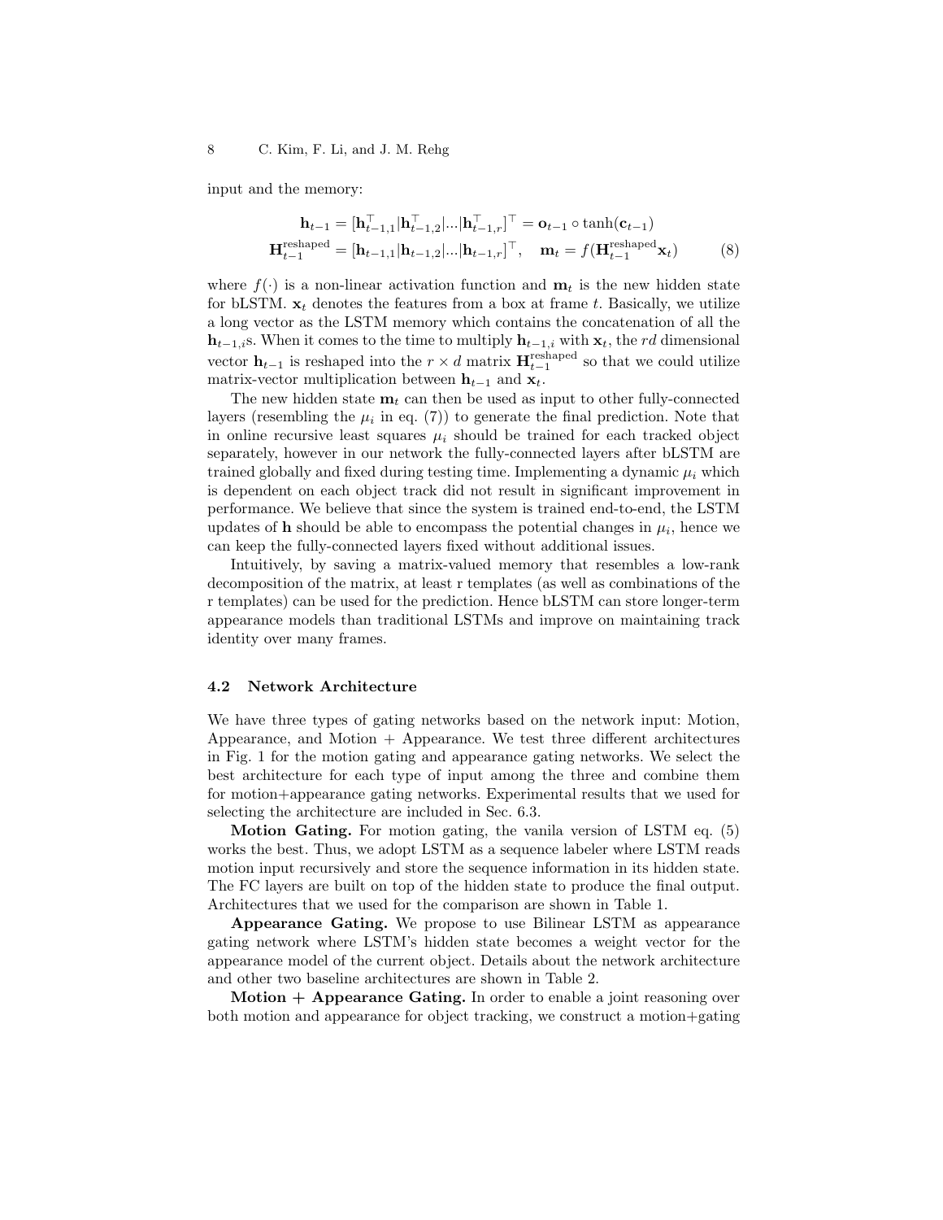input and the memory:

$$\mathbf{h}_{t-1} = [\mathbf{h}_{t-1,1}^\top | \mathbf{h}_{t-1,2}^\top | ... | \mathbf{h}_{t-1,r}^\top]^\top = \mathbf{o}_{t-1} \circ \tanh(\mathbf{c}_{t-1})$$
$$\mathbf{H}_{t-1}^{\text{reshaped}} = [\mathbf{h}_{t-1,1} | \mathbf{h}_{t-1,2} | ... | \mathbf{h}_{t-1,r}]^\top, \quad \mathbf{m}_t = f(\mathbf{H}_{t-1}^{\text{reshaped}} \mathbf{x}_t) \tag{8}$$

where $f(\cdot)$ is a non-linear activation function and $\mathbf{m}_t$ is the new hidden state for bLSTM. $\mathbf{x}_t$ denotes the features from a box at frame $t$. Basically, we utilize a long vector as the LSTM memory which contains the concatenation of all the $\mathbf{h}_{t-1,i}$s. When it comes to the time to multiply $\mathbf{h}_{t-1,i}$ with $\mathbf{x}_t$, the $rd$ dimensional vector $\mathbf{h}_{t-1}$ is reshaped into the $r \times d$ matrix $\mathbf{H}_{t-1}^{\text{reshaped}}$ so that we could utilize matrix-vector multiplication between $\mathbf{h}_{t-1}$ and $\mathbf{x}_t$.

The new hidden state $\mathbf{m}_t$ can then be used as input to other fully-connected layers (resembling the $\mu_i$ in eq. (7)) to generate the final prediction. Note that in online recursive least squares $\mu_i$ should be trained for each tracked object separately, however in our network the fully-connected layers after bLSTM are trained globally and fixed during testing time. Implementing a dynamic $\mu_i$ which is dependent on each object track did not result in significant improvement in performance. We believe that since the system is trained end-to-end, the LSTM updates of $\mathbf{h}$ should be able to encompass the potential changes in $\mu_i$, hence we can keep the fully-connected layers fixed without additional issues.

Intuitively, by saving a matrix-valued memory that resembles a low-rank decomposition of the matrix, at least r templates (as well as combinations of the r templates) can be used for the prediction. Hence bLSTM can store longer-term appearance models than traditional LSTMs and improve on maintaining track identity over many frames.

### 4.2 Network Architecture

We have three types of gating networks based on the network input: Motion, Appearance, and Motion + Appearance. We test three different architectures in Fig. 1 for the motion gating and appearance gating networks. We select the best architecture for each type of input among the three and combine them for motion+appearance gating networks. Experimental results that we used for selecting the architecture are included in Sec. 6.3.

**Motion Gating.** For motion gating, the vanila version of LSTM eq. (5) works the best. Thus, we adopt LSTM as a sequence labeler where LSTM reads motion input recursively and store the sequence information in its hidden state. The FC layers are built on top of the hidden state to produce the final output. Architectures that we used for the comparison are shown in Table 1.

**Appearance Gating.** We propose to use Bilinear LSTM as appearance gating network where LSTM's hidden state becomes a weight vector for the appearance model of the current object. Details about the network architecture and other two baseline architectures are shown in Table 2.

**Motion + Appearance Gating.** In order to enable a joint reasoning over both motion and appearance for object tracking, we construct a motion+gating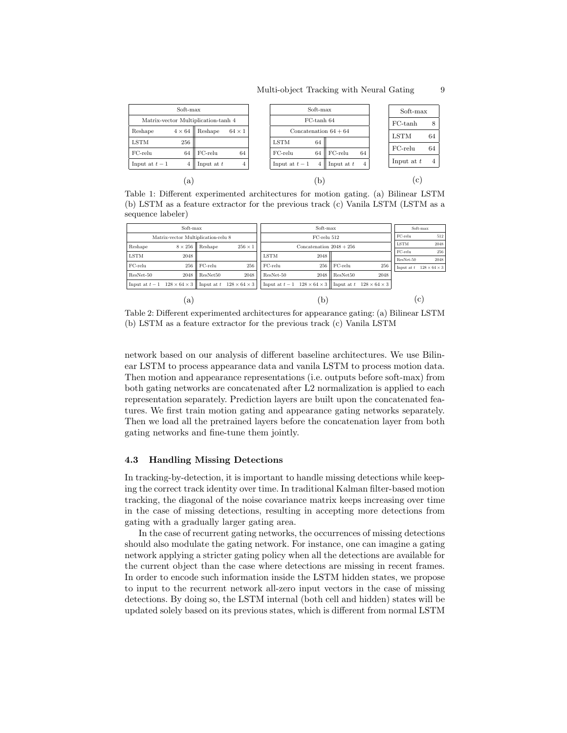| Soft-max | | | |
|---|---|---|---|
| Matrix-vector Multiplication-tanh 4 | | | |
| Reshape | $4 \times 64$ | Reshape | $64 \times 1$ |
| LSTM | 256 | | |
| FC-relu | 64 | FC-relu | 64 |
| Input at $t-1$ | 4 | Input at $t$ | 4 |

(a)

| Soft-max | | | |
|---|---|---|---|
| FC-tanh 64 | | | |
| Concatenation $64 + 64$ | | | |
| LSTM | 64 | | |
| FC-relu | 64 | FC-relu | 64 |
| Input at $t-1$ | 4 | Input at $t$ | 4 |

(b)

| Soft-max | |
|---|---|
| FC-tanh | 8 |
| LSTM | 64 |
| FC-relu | 64 |
| Input at $t$ | 4 |

(c)

Table 1: Different experimented architectures for motion gating. (a) Bilinear LSTM (b) LSTM as a feature extractor for the previous track (c) Vanila LSTM (LSTM as a sequence labeler)

| Soft-max | | | |
|---|---|---|---|
| Matrix-vector Multiplication-relu 8 | | | |
| Reshape | $8 \times 256$ | Reshape | $256 \times 1$ |
| LSTM | 2048 | | |
| FC-relu | 256 | FC-relu | 256 |
| ResNet-50 | 2048 | ResNet50 | 2048 |
| Input at $t-1$ | $128 \times 64 \times 3$ | Input at $t$ | $128 \times 64 \times 3$ |

(a)

| Soft-max | | | |
|---|---|---|---|
| FC-relu 512 | | | |
| Concatenation $2048 + 256$ | | | |
| LSTM | 2048 | | |
| FC-relu | 256 | FC-relu | 256 |
| ResNet-50 | 2048 | ResNet50 | 2048 |
| Input at $t-1$ | $128 \times 64 \times 3$ | Input at $t$ | $128 \times 64 \times 3$ |

(b)

| Soft-max | |
|---|---|
| FC-relu | 512 |
| LSTM | 2048 |
| FC-relu | 256 |
| ResNet-50 | 2048 |
| Input at $t$ | $128 \times 64 \times 3$ |

(c)

Table 2: Different experimented architectures for appearance gating: (a) Bilinear LSTM (b) LSTM as a feature extractor for the previous track (c) Vanila LSTM

network based on our analysis of different baseline architectures. We use Bilinear LSTM to process appearance data and vanila LSTM to process motion data. Then motion and appearance representations (i.e. outputs before soft-max) from both gating networks are concatenated after L2 normalization is applied to each representation separately. Prediction layers are built upon the concatenated features. We first train motion gating and appearance gating networks separately. Then we load all the pretrained layers before the concatenation layer from both gating networks and fine-tune them jointly.

### 4.3 Handling Missing Detections

In tracking-by-detection, it is important to handle missing detections while keeping the correct track identity over time. In traditional Kalman filter-based motion tracking, the diagonal of the noise covariance matrix keeps increasing over time in the case of missing detections, resulting in accepting more detections from gating with a gradually larger gating area.

In the case of recurrent gating networks, the occurrences of missing detections should also modulate the gating network. For instance, one can imagine a gating network applying a stricter gating policy when all the detections are available for the current object than the case where detections are missing in recent frames. In order to encode such information inside the LSTM hidden states, we propose to input to the recurrent network all-zero input vectors in the case of missing detections. By doing so, the LSTM internal (both cell and hidden) states will be updated solely based on its previous states, which is different from normal LSTM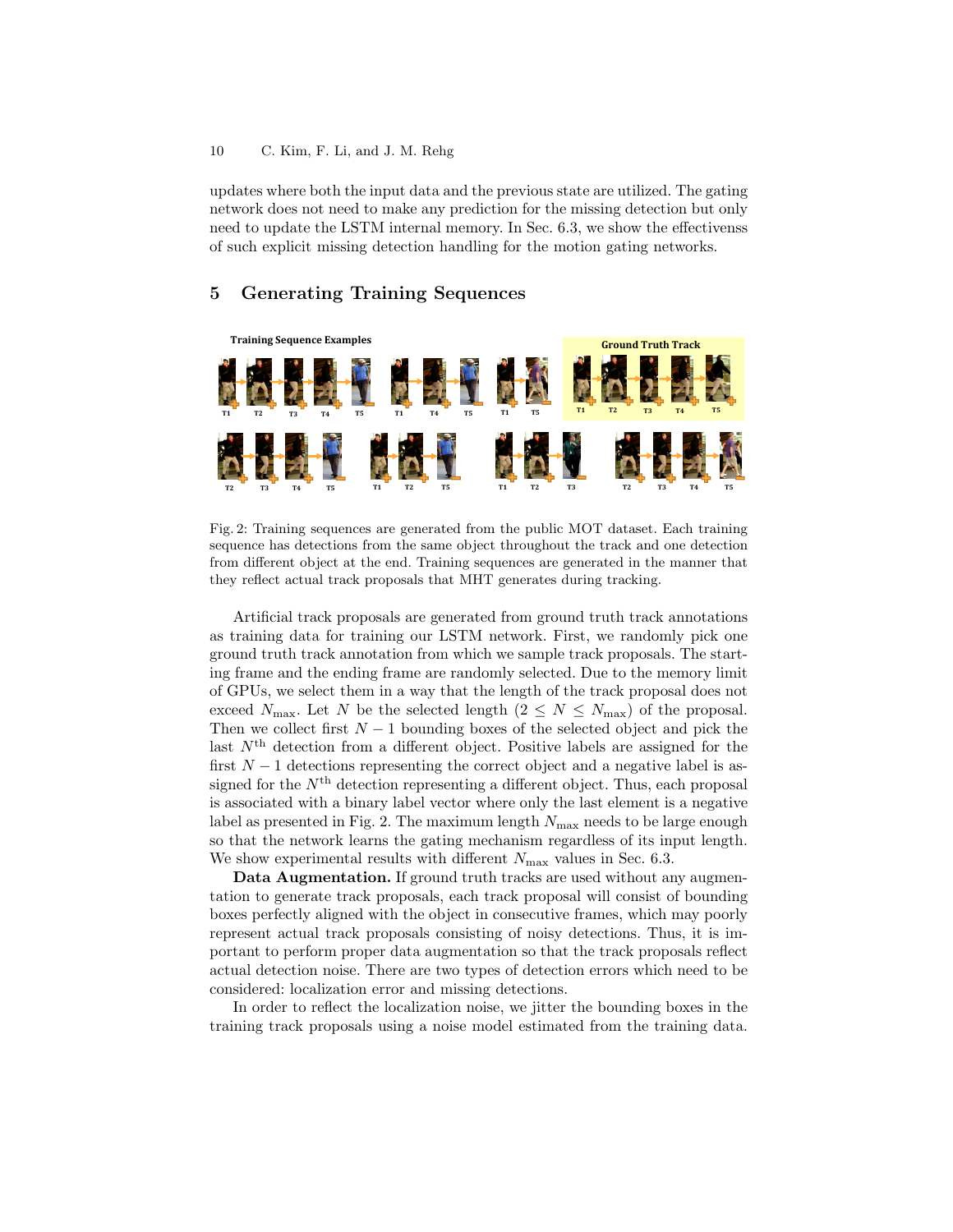updates where both the input data and the previous state are utilized. The gating network does not need to make any prediction for the missing detection but only need to update the LSTM internal memory. In Sec. 6.3, we show the effectivenss of such explicit missing detection handling for the motion gating networks.

## 5 Generating Training Sequences

Fig. 2: Training sequences are generated from the public MOT dataset. Each training sequence has detections from the same object throughout the track and one detection from different object at the end. Training sequences are generated in the manner that they reflect actual track proposals that MHT generates during tracking.

Artificial track proposals are generated from ground truth track annotations as training data for training our LSTM network. First, we randomly pick one ground truth track annotation from which we sample track proposals. The starting frame and the ending frame are randomly selected. Due to the memory limit of GPUs, we select them in a way that the length of the track proposal does not exceed $N_{\max}$. Let $N$ be the selected length ($2 \leq N \leq N_{\max}$) of the proposal. Then we collect first $N-1$ bounding boxes of the selected object and pick the last $N^{\text{th}}$ detection from a different object. Positive labels are assigned for the first $N-1$ detections representing the correct object and a negative label is assigned for the $N^{\text{th}}$ detection representing a different object. Thus, each proposal is associated with a binary label vector where only the last element is a negative label as presented in Fig. 2. The maximum length $N_{\max}$ needs to be large enough so that the network learns the gating mechanism regardless of its input length. We show experimental results with different $N_{\max}$ values in Sec. 6.3.

**Data Augmentation.** If ground truth tracks are used without any augmentation to generate track proposals, each track proposal will consist of bounding boxes perfectly aligned with the object in consecutive frames, which may poorly represent actual track proposals consisting of noisy detections. Thus, it is important to perform proper data augmentation so that the track proposals reflect actual detection noise. There are two types of detection errors which need to be considered: localization error and missing detections.

In order to reflect the localization noise, we jitter the bounding boxes in the training track proposals using a noise model estimated from the training data.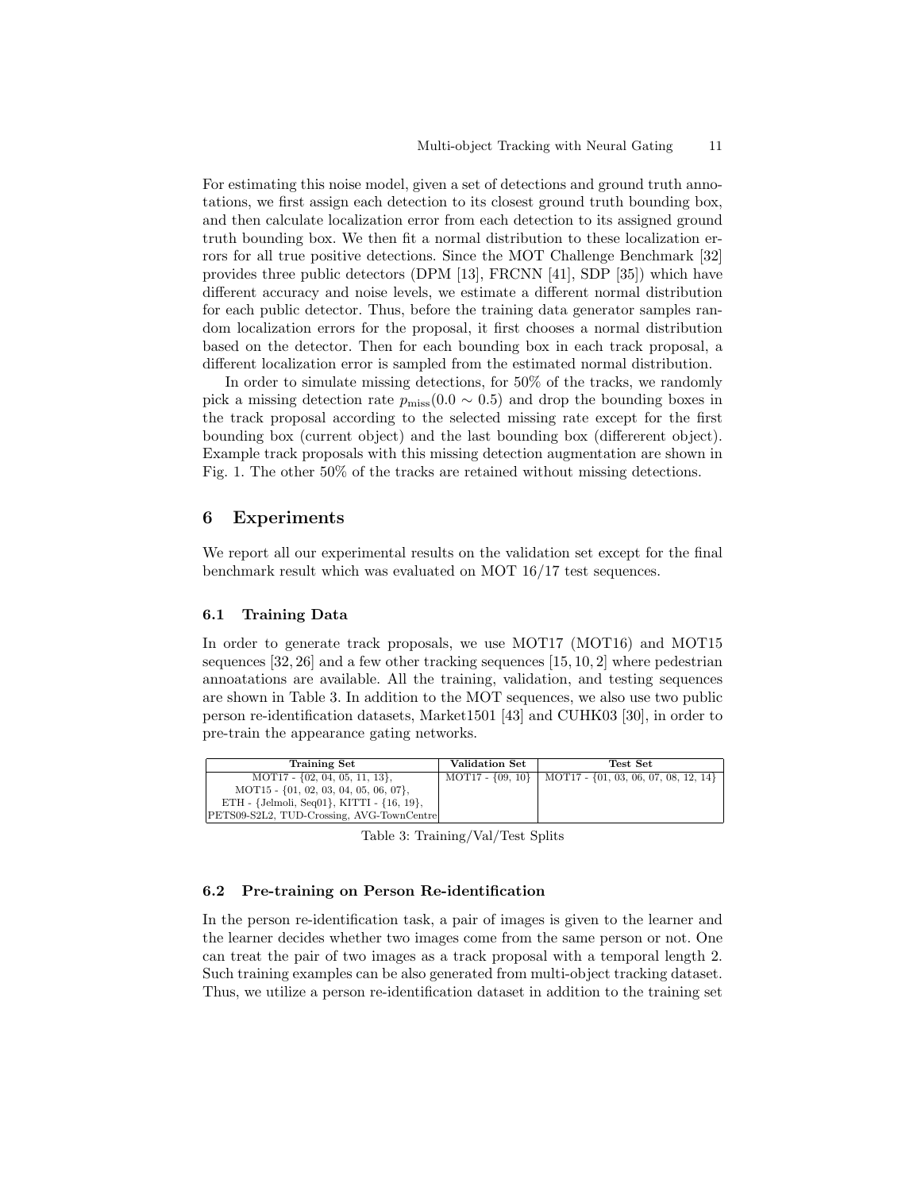For estimating this noise model, given a set of detections and ground truth annotations, we first assign each detection to its closest ground truth bounding box, and then calculate localization error from each detection to its assigned ground truth bounding box. We then fit a normal distribution to these localization errors for all true positive detections. Since the MOT Challenge Benchmark [32] provides three public detectors (DPM [13], FRCNN [41], SDP [35]) which have different accuracy and noise levels, we estimate a different normal distribution for each public detector. Thus, before the training data generator samples random localization errors for the proposal, it first chooses a normal distribution based on the detector. Then for each bounding box in each track proposal, a different localization error is sampled from the estimated normal distribution.

In order to simulate missing detections, for 50% of the tracks, we randomly pick a missing detection rate $p_{\text{miss}}(0.0 \sim 0.5)$ and drop the bounding boxes in the track proposal according to the selected missing rate except for the first bounding box (current object) and the last bounding box (differerent object). Example track proposals with this missing detection augmentation are shown in Fig. 1. The other 50% of the tracks are retained without missing detections.

## 6 Experiments

We report all our experimental results on the validation set except for the final benchmark result which was evaluated on MOT 16/17 test sequences.

### 6.1 Training Data

In order to generate track proposals, we use MOT17 (MOT16) and MOT15 sequences [32, 26] and a few other tracking sequences [15, 10, 2] where pedestrian annoatations are available. All the training, validation, and testing sequences are shown in Table 3. In addition to the MOT sequences, we also use two public person re-identification datasets, Market1501 [43] and CUHK03 [30], in order to pre-train the appearance gating networks.

| Training Set | Validation Set | Test Set |
|---|---|---|
| MOT17 - {02, 04, 05, 11, 13}, MOT15 - {01, 02, 03, 04, 05, 06, 07}, ETH - {Jelmoli, Seq01}, KITTI - {16, 19}, PETS09-S2L2, TUD-Crossing, AVG-TownCentre | MOT17 - {09, 10} | MOT17 - {01, 03, 06, 07, 08, 12, 14} |

Table 3: Training/Val/Test Splits

### 6.2 Pre-training on Person Re-identification

In the person re-identification task, a pair of images is given to the learner and the learner decides whether two images come from the same person or not. One can treat the pair of two images as a track proposal with a temporal length 2. Such training examples can be also generated from multi-object tracking dataset. Thus, we utilize a person re-identification dataset in addition to the training set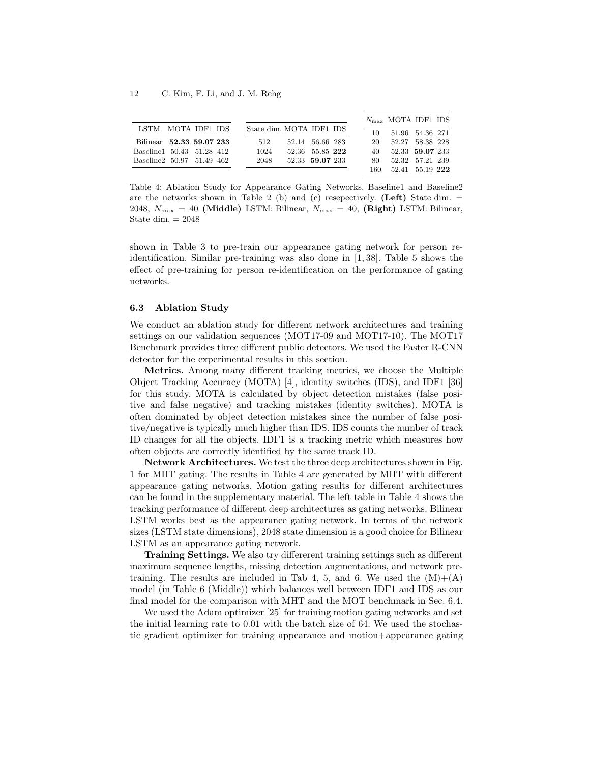| LSTM | MOTA | IDF1 | IDS |
|---|---|---|---|
| Bilinear | **52.33** | **59.07** | **233** |
| Baseline1 | 50.43 | 51.28 | 412 |
| Baseline2 | 50.97 | 51.49 | 462 |

| State dim. | MOTA | IDF1 | IDS |
|---|---|---|---|
| 512 | 52.14 | 56.66 | 283 |
| 1024 | 52.36 | 55.85 | **222** |
| 2048 | 52.33 | **59.07** | 233 |

| $N_{\max}$ | MOTA | IDF1 | IDS |
|---|---|---|---|
| 10 | 51.96 | 54.36 | 271 |
| 20 | 52.27 | 58.38 | 228 |
| 40 | 52.33 | **59.07** | 233 |
| 80 | 52.32 | 57.21 | 239 |
| 160 | 52.41 | 55.19 | **222** |

Table 4: Ablation Study for Appearance Gating Networks. Baseline1 and Baseline2 are the networks shown in Table 2 (b) and (c) resepectively. **(Left)** State dim. = 2048, $N_{\max} = 40$ **(Middle)** LSTM: Bilinear, $N_{\max} = 40$, **(Right)** LSTM: Bilinear, State dim. = 2048

shown in Table 3 to pre-train our appearance gating network for person re-identification. Similar pre-training was also done in [1, 38]. Table 5 shows the effect of pre-training for person re-identification on the performance of gating networks.

### 6.3 Ablation Study

We conduct an ablation study for different network architectures and training settings on our validation sequences (MOT17-09 and MOT17-10). The MOT17 Benchmark provides three different public detectors. We used the Faster R-CNN detector for the experimental results in this section.

**Metrics.** Among many different tracking metrics, we choose the Multiple Object Tracking Accuracy (MOTA) [4], identity switches (IDS), and IDF1 [36] for this study. MOTA is calculated by object detection mistakes (false positive and false negative) and tracking mistakes (identity switches). MOTA is often dominated by object detection mistakes since the number of false positive/negative is typically much higher than IDS. IDS counts the number of track ID changes for all the objects. IDF1 is a tracking metric which measures how often objects are correctly identified by the same track ID.

**Network Architectures.** We test the three deep architectures shown in Fig. 1 for MHT gating. The results in Table 4 are generated by MHT with different appearance gating networks. Motion gating results for different architectures can be found in the supplementary material. The left table in Table 4 shows the tracking performance of different deep architectures as gating networks. Bilinear LSTM works best as the appearance gating network. In terms of the network sizes (LSTM state dimensions), 2048 state dimension is a good choice for Bilinear LSTM as an appearance gating network.

**Training Settings.** We also try differerent training settings such as different maximum sequence lengths, missing detection augmentations, and network pre-training. The results are included in Tab 4, 5, and 6. We used the (M)+(A) model (in Table 6 (Middle)) which balances well between IDF1 and IDS as our final model for the comparison with MHT and the MOT benchmark in Sec. 6.4.

We used the Adam optimizer [25] for training motion gating networks and set the initial learning rate to 0.01 with the batch size of 64. We used the stochastic gradient optimizer for training appearance and motion+appearance gating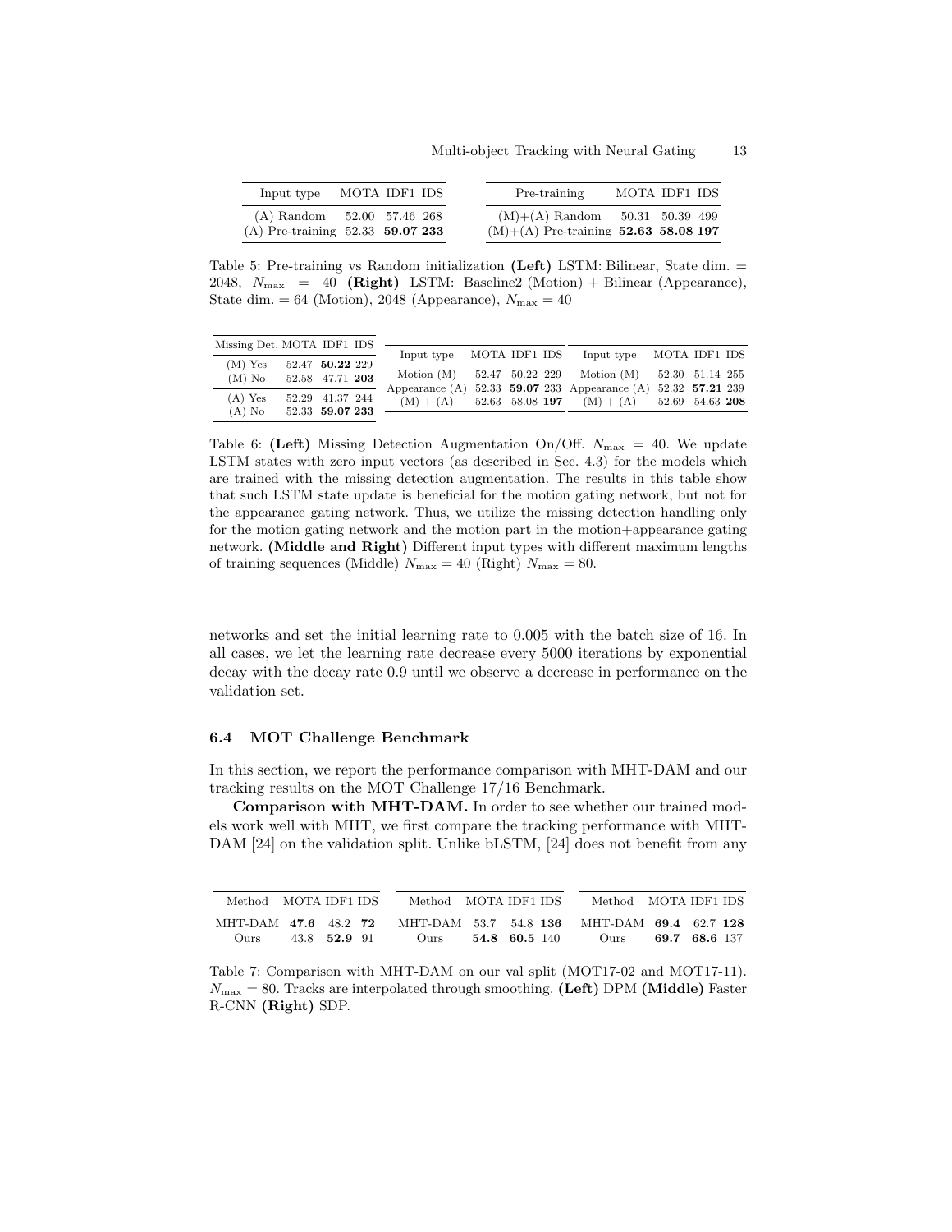| Input type | MOTA | IDF1 | IDS |
|---|---|---|---|
| (A) Random | 52.00 | 57.46 | 268 |
| (A) Pre-training | 52.33 | **59.07** | **233** |

| Pre-training | MOTA | IDF1 | IDS |
|---|---|---|---|
| (M)+(A) Random | 50.31 | 50.39 | 499 |
| (M)+(A) Pre-training | **52.63** | **58.08** | **197** |

Table 5: Pre-training vs Random initialization **(Left)** LSTM: Bilinear, State dim. = 2048, $N_{\max} = 40$ **(Right)** LSTM: Baseline2 (Motion) + Bilinear (Appearance), State dim. = 64 (Motion), 2048 (Appearance), $N_{\max} = 40$

| Missing Det. | MOTA | IDF1 | IDS |
|---|---|---|---|
| (M) Yes | 52.47 | **50.22** | 229 |
| (M) No | 52.58 | 47.71 | **203** |
| (A) Yes | 52.29 | 41.37 | 244 |
| (A) No | 52.33 | **59.07** | **233** |

| Input type | MOTA | IDF1 | IDS |
|---|---|---|---|
| Motion (M) | 52.47 | 50.22 | 229 |
| Appearance (A) | 52.33 | **59.07** | 233 |
| (M) + (A) | 52.63 | 58.08 | **197** |

| Input type | MOTA | IDF1 | IDS |
|---|---|---|---|
| Motion (M) | 52.30 | 51.14 | 255 |
| Appearance (A) | 52.32 | **57.21** | 239 |
| (M) + (A) | 52.69 | 54.63 | **208** |

Table 6: **(Left)** Missing Detection Augmentation On/Off. $N_{\max} = 40$. We update LSTM states with zero input vectors (as described in Sec. 4.3) for the models which are trained with the missing detection augmentation. The results in this table show that such LSTM state update is beneficial for the motion gating network, but not for the appearance gating network. Thus, we utilize the missing detection handling only for the motion gating network and the motion part in the motion+appearance gating network. **(Middle and Right)** Different input types with different maximum lengths of training sequences (Middle) $N_{\max} = 40$ (Right) $N_{\max} = 80$.

networks and set the initial learning rate to 0.005 with the batch size of 16. In all cases, we let the learning rate decrease every 5000 iterations by exponential decay with the decay rate 0.9 until we observe a decrease in performance on the validation set.

### 6.4 MOT Challenge Benchmark

In this section, we report the performance comparison with MHT-DAM and our tracking results on the MOT Challenge 17/16 Benchmark.

**Comparison with MHT-DAM.** In order to see whether our trained models work well with MHT, we first compare the tracking performance with MHT-DAM [24] on the validation split. Unlike bLSTM, [24] does not benefit from any

| Method | MOTA | IDF1 | IDS |
|---|---|---|---|
| MHT-DAM | **47.6** | 48.2 | **72** |
| Ours | 43.8 | **52.9** | 91 |

| Method | MOTA | IDF1 | IDS |
|---|---|---|---|
| MHT-DAM | 53.7 | 54.8 | **136** |
| Ours | **54.8** | **60.5** | 140 |

| Method | MOTA | IDF1 | IDS |
|---|---|---|---|
| MHT-DAM | **69.4** | 62.7 | **128** |
| Ours | **69.7** | **68.6** | 137 |

Table 7: Comparison with MHT-DAM on our val split (MOT17-02 and MOT17-11). $N_{\max} = 80$. Tracks are interpolated through smoothing. **(Left)** DPM **(Middle)** Faster R-CNN **(Right)** SDP.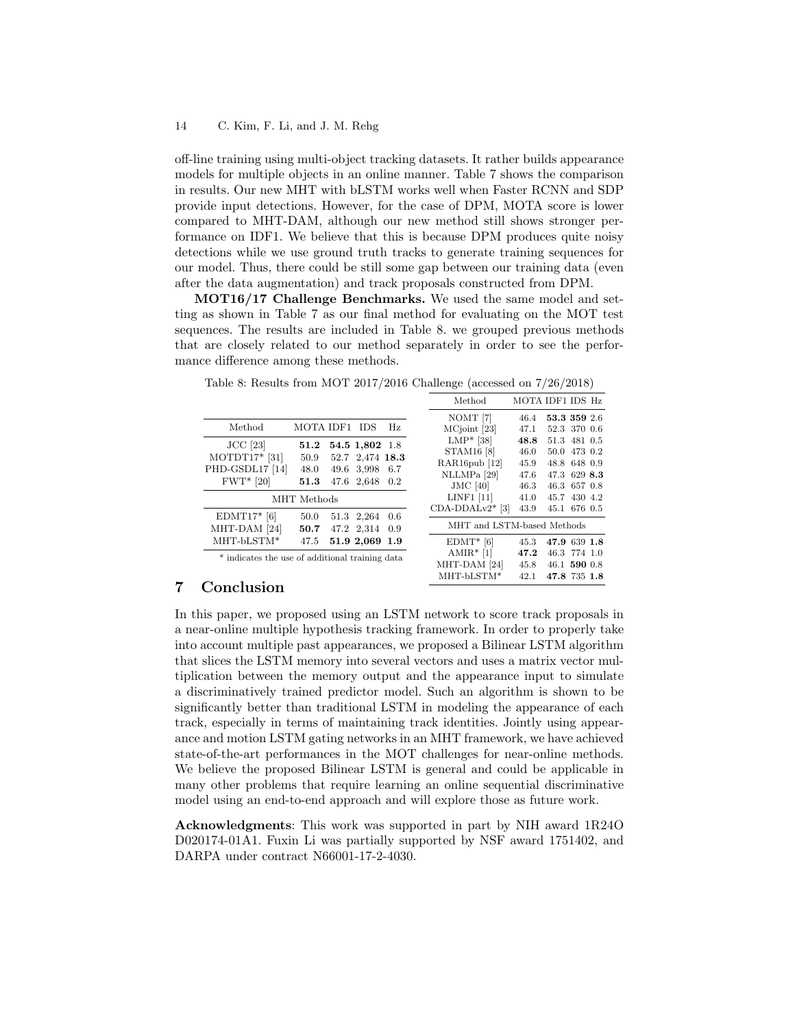off-line training using multi-object tracking datasets. It rather builds appearance models for multiple objects in an online manner. Table 7 shows the comparison in results. Our new MHT with bLSTM works well when Faster RCNN and SDP provide input detections. However, for the case of DPM, MOTA score is lower compared to MHT-DAM, although our new method still shows stronger performance on IDF1. We believe that this is because DPM produces quite noisy detections while we use ground truth tracks to generate training sequences for our model. Thus, there could be still some gap between our training data (even after the data augmentation) and track proposals constructed from DPM.

**MOT16/17 Challenge Benchmarks.** We used the same model and setting as shown in Table 7 as our final method for evaluating on the MOT test sequences. The results are included in Table 8. we grouped previous methods that are closely related to our method separately in order to see the performance difference among these methods.

Table 8: Results from MOT 2017/2016 Challenge (accessed on 7/26/2018)

| Method | MOTA | IDF1 | IDS | Hz |
|---|---|---|---|---|
| JCC [23] | **51.2** | **54.5** | **1,802** | 1.8 |
| MOTDT17* [31] | 50.9 | 52.7 | 2,474 | **18.3** |
| PHD-GSDL17 [14] | 48.0 | 49.6 | 3,998 | 6.7 |
| FWT* [20] | **51.3** | 47.6 | 2,648 | 0.2 |
| MHT Methods | | | | |
| EDMT17* [6] | 50.0 | 51.3 | 2,264 | 0.6 |
| MHT-DAM [24] | **50.7** | 47.2 | 2,314 | 0.9 |
| MHT-bLSTM* | 47.5 | **51.9** | **2,069** | **1.9** |

\* indicates the use of additional training data

| Method | MOTA | IDF1 | IDS | Hz |
|---|---|---|---|---|
| NOMT [7] | 46.4 | **53.3** | **359** | 2.6 |
| MCjoint [23] | 47.1 | 52.3 | 370 | 0.6 |
| LMP* [38] | **48.8** | 51.3 | 481 | 0.5 |
| STAM16 [8] | 46.0 | 50.0 | 473 | 0.2 |
| RAR16pub [12] | 45.9 | 48.8 | 648 | 0.9 |
| NLLMPa [29] | 47.6 | 47.3 | 629 | **8.3** |
| JMC [40] | 46.3 | 46.3 | 657 | 0.8 |
| LINF1 [11] | 41.0 | 45.7 | 430 | 4.2 |
| CDA-DDALv2* [3] | 43.9 | 45.1 | 676 | 0.5 |
| MHT and LSTM-based Methods | | | | |
| EDMT* [6] | 45.3 | **47.9** | 639 | **1.8** |
| AMIR* [1] | **47.2** | 46.3 | 774 | 1.0 |
| MHT-DAM [24] | 45.8 | 46.1 | **590** | 0.8 |
| MHT-bLSTM* | 42.1 | **47.8** | 735 | **1.8** |

## 7 Conclusion

In this paper, we proposed using an LSTM network to score track proposals in a near-online multiple hypothesis tracking framework. In order to properly take into account multiple past appearances, we proposed a Bilinear LSTM algorithm that slices the LSTM memory into several vectors and uses a matrix vector multiplication between the memory output and the appearance input to simulate a discriminatively trained predictor model. Such an algorithm is shown to be significantly better than traditional LSTM in modeling the appearance of each track, especially in terms of maintaining track identities. Jointly using appearance and motion LSTM gating networks in an MHT framework, we have achieved state-of-the-art performances in the MOT challenges for near-online methods. We believe the proposed Bilinear LSTM is general and could be applicable in many other problems that require learning an online sequential discriminative model using an end-to-end approach and will explore those as future work.

**Acknowledgments**: This work was supported in part by NIH award 1R24O D020174-01A1. Fuxin Li was partially supported by NSF award 1751402, and DARPA under contract N66001-17-2-4030.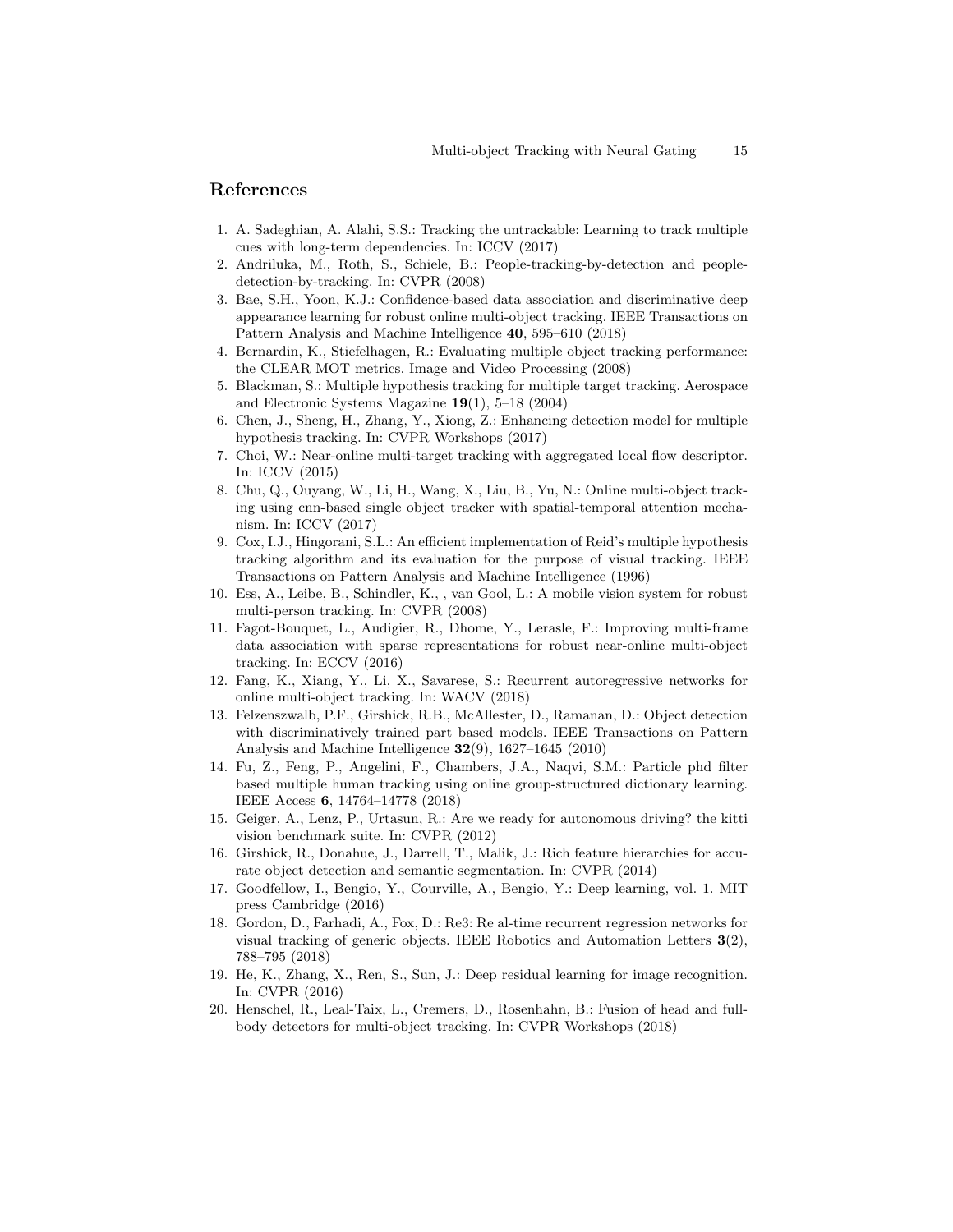## References

1. A. Sadeghian, A. Alahi, S.S.: Tracking the untrackable: Learning to track multiple cues with long-term dependencies. In: ICCV (2017)
2. Andriluka, M., Roth, S., Schiele, B.: People-tracking-by-detection and people-detection-by-tracking. In: CVPR (2008)
3. Bae, S.H., Yoon, K.J.: Confidence-based data association and discriminative deep appearance learning for robust online multi-object tracking. IEEE Transactions on Pattern Analysis and Machine Intelligence **40**, 595–610 (2018)
4. Bernardin, K., Stiefelhagen, R.: Evaluating multiple object tracking performance: the CLEAR MOT metrics. Image and Video Processing (2008)
5. Blackman, S.: Multiple hypothesis tracking for multiple target tracking. Aerospace and Electronic Systems Magazine **19**(1), 5–18 (2004)
6. Chen, J., Sheng, H., Zhang, Y., Xiong, Z.: Enhancing detection model for multiple hypothesis tracking. In: CVPR Workshops (2017)
7. Choi, W.: Near-online multi-target tracking with aggregated local flow descriptor. In: ICCV (2015)
8. Chu, Q., Ouyang, W., Li, H., Wang, X., Liu, B., Yu, N.: Online multi-object tracking using cnn-based single object tracker with spatial-temporal attention mechanism. In: ICCV (2017)
9. Cox, I.J., Hingorani, S.L.: An efficient implementation of Reid's multiple hypothesis tracking algorithm and its evaluation for the purpose of visual tracking. IEEE Transactions on Pattern Analysis and Machine Intelligence (1996)
10. Ess, A., Leibe, B., Schindler, K., , van Gool, L.: A mobile vision system for robust multi-person tracking. In: CVPR (2008)
11. Fagot-Bouquet, L., Audigier, R., Dhome, Y., Lerasle, F.: Improving multi-frame data association with sparse representations for robust near-online multi-object tracking. In: ECCV (2016)
12. Fang, K., Xiang, Y., Li, X., Savarese, S.: Recurrent autoregressive networks for online multi-object tracking. In: WACV (2018)
13. Felzenszwalb, P.F., Girshick, R.B., McAllester, D., Ramanan, D.: Object detection with discriminatively trained part based models. IEEE Transactions on Pattern Analysis and Machine Intelligence **32**(9), 1627–1645 (2010)
14. Fu, Z., Feng, P., Angelini, F., Chambers, J.A., Naqvi, S.M.: Particle phd filter based multiple human tracking using online group-structured dictionary learning. IEEE Access **6**, 14764–14778 (2018)
15. Geiger, A., Lenz, P., Urtasun, R.: Are we ready for autonomous driving? the kitti vision benchmark suite. In: CVPR (2012)
16. Girshick, R., Donahue, J., Darrell, T., Malik, J.: Rich feature hierarchies for accurate object detection and semantic segmentation. In: CVPR (2014)
17. Goodfellow, I., Bengio, Y., Courville, A., Bengio, Y.: Deep learning, vol. 1. MIT press Cambridge (2016)
18. Gordon, D., Farhadi, A., Fox, D.: Re3: Re al-time recurrent regression networks for visual tracking of generic objects. IEEE Robotics and Automation Letters **3**(2), 788–795 (2018)
19. He, K., Zhang, X., Ren, S., Sun, J.: Deep residual learning for image recognition. In: CVPR (2016)
20. Henschel, R., Leal-Taix, L., Cremers, D., Rosenhahn, B.: Fusion of head and full-body detectors for multi-object tracking. In: CVPR Workshops (2018)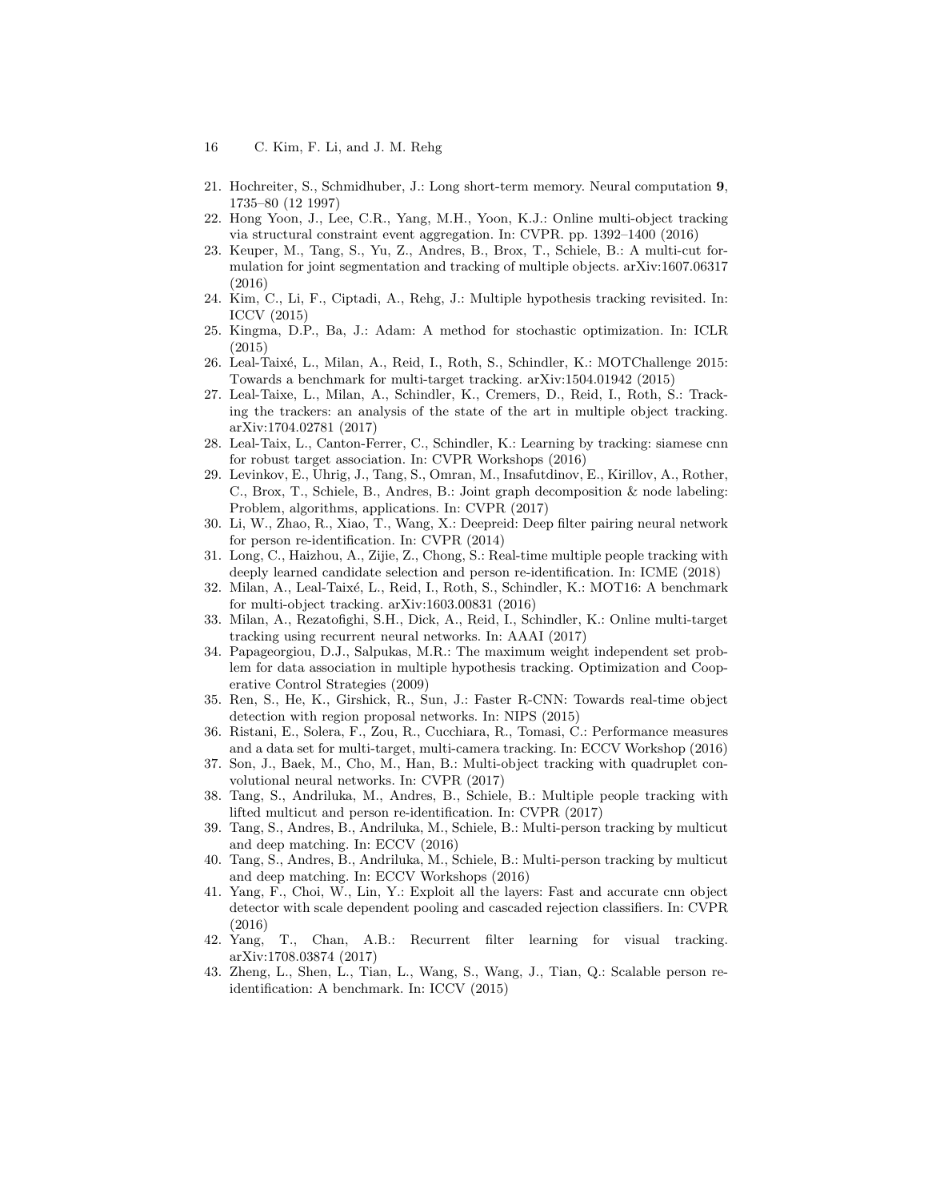21. Hochreiter, S., Schmidhuber, J.: Long short-term memory. Neural computation **9**, 1735–80 (12 1997)
22. Hong Yoon, J., Lee, C.R., Yang, M.H., Yoon, K.J.: Online multi-object tracking via structural constraint event aggregation. In: CVPR. pp. 1392–1400 (2016)
23. Keuper, M., Tang, S., Yu, Z., Andres, B., Brox, T., Schiele, B.: A multi-cut formulation for joint segmentation and tracking of multiple objects. arXiv:1607.06317 (2016)
24. Kim, C., Li, F., Ciptadi, A., Rehg, J.: Multiple hypothesis tracking revisited. In: ICCV (2015)
25. Kingma, D.P., Ba, J.: Adam: A method for stochastic optimization. In: ICLR (2015)
26. Leal-Taixé, L., Milan, A., Reid, I., Roth, S., Schindler, K.: MOTChallenge 2015: Towards a benchmark for multi-target tracking. arXiv:1504.01942 (2015)
27. Leal-Taixe, L., Milan, A., Schindler, K., Cremers, D., Reid, I., Roth, S.: Tracking the trackers: an analysis of the state of the art in multiple object tracking. arXiv:1704.02781 (2017)
28. Leal-Taix, L., Canton-Ferrer, C., Schindler, K.: Learning by tracking: siamese cnn for robust target association. In: CVPR Workshops (2016)
29. Levinkov, E., Uhrig, J., Tang, S., Omran, M., Insafutdinov, E., Kirillov, A., Rother, C., Brox, T., Schiele, B., Andres, B.: Joint graph decomposition & node labeling: Problem, algorithms, applications. In: CVPR (2017)
30. Li, W., Zhao, R., Xiao, T., Wang, X.: Deepreid: Deep filter pairing neural network for person re-identification. In: CVPR (2014)
31. Long, C., Haizhou, A., Zijie, Z., Chong, S.: Real-time multiple people tracking with deeply learned candidate selection and person re-identification. In: ICME (2018)
32. Milan, A., Leal-Taixé, L., Reid, I., Roth, S., Schindler, K.: MOT16: A benchmark for multi-object tracking. arXiv:1603.00831 (2016)
33. Milan, A., Rezatofighi, S.H., Dick, A., Reid, I., Schindler, K.: Online multi-target tracking using recurrent neural networks. In: AAAI (2017)
34. Papageorgiou, D.J., Salpukas, M.R.: The maximum weight independent set problem for data association in multiple hypothesis tracking. Optimization and Cooperative Control Strategies (2009)
35. Ren, S., He, K., Girshick, R., Sun, J.: Faster R-CNN: Towards real-time object detection with region proposal networks. In: NIPS (2015)
36. Ristani, E., Solera, F., Zou, R., Cucchiara, R., Tomasi, C.: Performance measures and a data set for multi-target, multi-camera tracking. In: ECCV Workshop (2016)
37. Son, J., Baek, M., Cho, M., Han, B.: Multi-object tracking with quadruplet convolutional neural networks. In: CVPR (2017)
38. Tang, S., Andriluka, M., Andres, B., Schiele, B.: Multiple people tracking with lifted multicut and person re-identification. In: CVPR (2017)
39. Tang, S., Andres, B., Andriluka, M., Schiele, B.: Multi-person tracking by multicut and deep matching. In: ECCV (2016)
40. Tang, S., Andres, B., Andriluka, M., Schiele, B.: Multi-person tracking by multicut and deep matching. In: ECCV Workshops (2016)
41. Yang, F., Choi, W., Lin, Y.: Exploit all the layers: Fast and accurate cnn object detector with scale dependent pooling and cascaded rejection classifiers. In: CVPR (2016)
42. Yang, T., Chan, A.B.: Recurrent filter learning for visual tracking. arXiv:1708.03874 (2017)
43. Zheng, L., Shen, L., Tian, L., Wang, S., Wang, J., Tian, Q.: Scalable person re-identification: A benchmark. In: ICCV (2015)